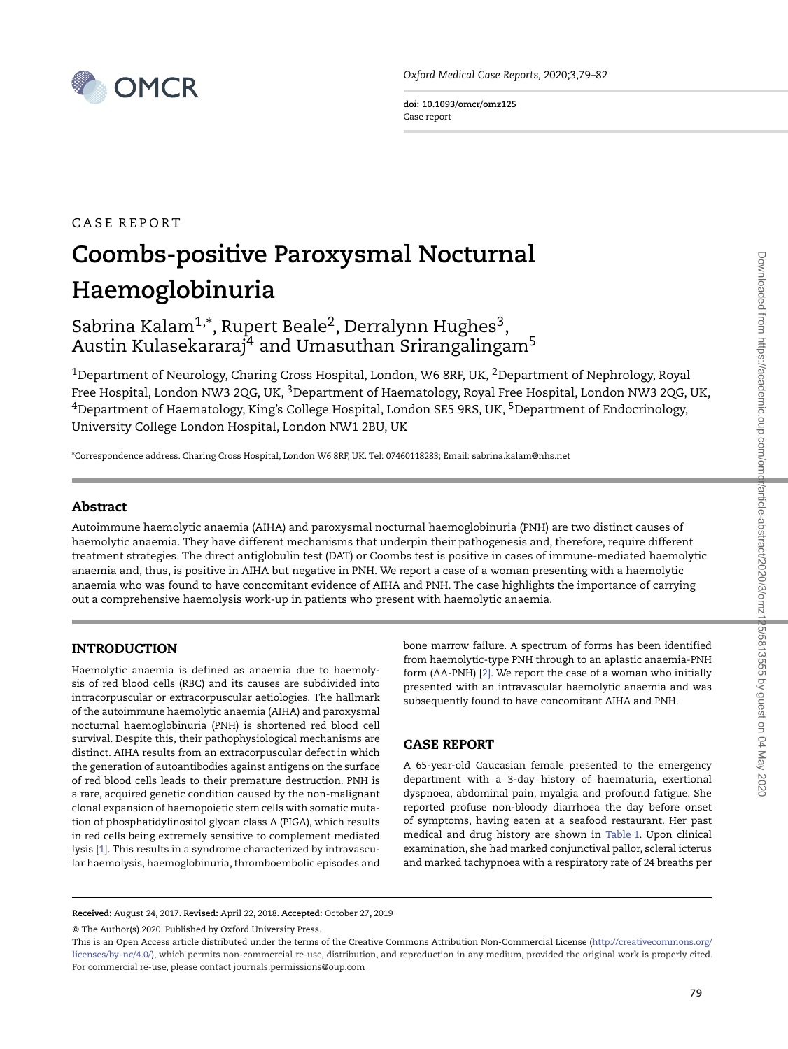CASE REPORT

# Coombs-positive Paroxysmal Nocturnal Haemoglobinuria

Sabrina Kalam[1,*], Rupert Beale[2], Derralynn Hughes[3], Austin Kulasekararaj[4] and Umasuthan Srirangalingam[5]

[1]Department of Neurology, Charing Cross Hospital, London, W6 8RF, UK, [2]Department of Nephrology, Royal Free Hospital, London NW3 2QG, UK, [3]Department of Haematology, Royal Free Hospital, London NW3 2QG, UK, [4]Department of Haematology, King's College Hospital, London SE5 9RS, UK, [5]Department of Endocrinology, University College London Hospital, London NW1 2BU, UK

*Correspondence address. Charing Cross Hospital, London W6 8RF, UK. Tel: 07460118283; Email: sabrina.kalam@nhs.net

## Abstract

Autoimmune haemolytic anaemia (AIHA) and paroxysmal nocturnal haemoglobinuria (PNH) are two distinct causes of haemolytic anaemia. They have different mechanisms that underpin their pathogenesis and, therefore, require different treatment strategies. The direct antiglobulin test (DAT) or Coombs test is positive in cases of immune-mediated haemolytic anaemia and, thus, is positive in AIHA but negative in PNH. We report a case of a woman presenting with a haemolytic anaemia who was found to have concomitant evidence of AIHA and PNH. The case highlights the importance of carrying out a comprehensive haemolysis work-up in patients who present with haemolytic anaemia.

## INTRODUCTION

Haemolytic anaemia is defined as anaemia due to haemolysis of red blood cells (RBC) and its causes are subdivided into intracorpuscular or extracorpuscular aetiologies. The hallmark of the autoimmune haemolytic anaemia (AIHA) and paroxysmal nocturnal haemoglobinuria (PNH) is shortened red blood cell survival. Despite this, their pathophysiological mechanisms are distinct. AIHA results from an extracorpuscular defect in which the generation of autoantibodies against antigens on the surface of red blood cells leads to their premature destruction. PNH is a rare, acquired genetic condition caused by the non-malignant clonal expansion of haemopoietic stem cells with somatic mutation of phosphatidylinositol glycan class A (PIGA), which results in red cells being extremely sensitive to complement mediated lysis [1]. This results in a syndrome characterized by intravascular haemolysis, haemoglobinuria, thromboembolic episodes and bone marrow failure. A spectrum of forms has been identified from haemolytic-type PNH through to an aplastic anaemia-PNH form (AA-PNH) [2]. We report the case of a woman who initially presented with an intravascular haemolytic anaemia and was subsequently found to have concomitant AIHA and PNH.

## CASE REPORT

A 65-year-old Caucasian female presented to the emergency department with a 3-day history of haematuria, exertional dyspnoea, abdominal pain, myalgia and profound fatigue. She reported profuse non-bloody diarrhoea the day before onset of symptoms, having eaten at a seafood restaurant. Her past medical and drug history are shown in Table 1. Upon clinical examination, she had marked conjunctival pallor, scleral icterus and marked tachypnoea with a respiratory rate of 24 breaths per

**Received:** August 24, 2017. **Revised:** April 22, 2018. **Accepted:** October 27, 2019

© The Author(s) 2020. Published by Oxford University Press.

This is an Open Access article distributed under the terms of the Creative Commons Attribution Non-Commercial License (http://creativecommons.org/licenses/by-nc/4.0/), which permits non-commercial re-use, distribution, and reproduction in any medium, provided the original work is properly cited. For commercial re-use, please contact journals.permissions@oup.com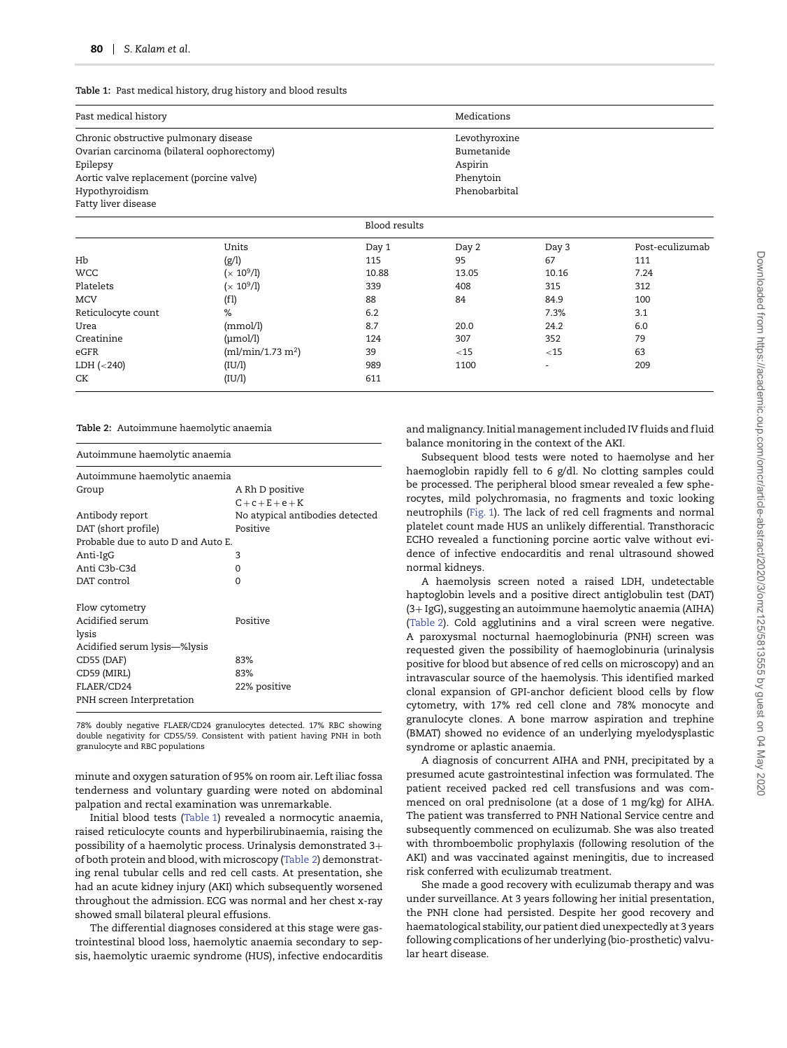**Table 1:** Past medical history, drug history and blood results

| Past medical history | Medications |
| --- | --- |
| Chronic obstructive pulmonary disease | Levothyroxine |
| Ovarian carcinoma (bilateral oophorectomy) | Bumetanide |
| Epilepsy | Aspirin |
| Aortic valve replacement (porcine valve) | Phenytoin |
| Hypothyroidism | Phenobarbital |
| Fatty liver disease | |

| Blood results | | | | | |
| --- | --- | --- | --- | --- | --- |
| | Units | Day 1 | Day 2 | Day 3 | Post-eculizumab |
| Hb | (g/l) | 115 | 95 | 67 | 111 |
| WCC | ($\times 10^9$/l) | 10.88 | 13.05 | 10.16 | 7.24 |
| Platelets | ($\times 10^9$/l) | 339 | 408 | 315 | 312 |
| MCV | (fl) | 88 | 84 | 84.9 | 100 |
| Reticulocyte count | % | 6.2 | | 7.3% | 3.1 |
| Urea | (mmol/l) | 8.7 | 20.0 | 24.2 | 6.0 |
| Creatinine | (μmol/l) | 124 | 307 | 352 | 79 |
| eGFR | (ml/min/1.73 m$^2$) | 39 | <15 | <15 | 63 |
| LDH (<240) | (IU/l) | 989 | 1100 | - | 209 |
| CK | (IU/l) | 611 | | | |

**Table 2:** Autoimmune haemolytic anaemia

| Autoimmune haemolytic anaemia | |
| --- | --- |
| Autoimmune haemolytic anaemia | |
| Group | A Rh D positive C + c + E + e + K |
| Antibody report | No atypical antibodies detected |
| DAT (short profile) | Positive |
| Probable due to auto D and Auto E. | |
| Anti-IgG | 3 |
| Anti C3b-C3d | 0 |
| DAT control | 0 |
| | |
| Flow cytometry | |
| Acidified serum lysis | Positive |
| Acidified serum lysis—%lysis | |
| CD55 (DAF) | 83% |
| CD59 (MIRL) | 83% |
| FLAER/CD24 | 22% positive |
| PNH screen Interpretation | |

78% doubly negative FLAER/CD24 granulocytes detected. 17% RBC showing double negativity for CD55/59. Consistent with patient having PNH in both granulocyte and RBC populations

minute and oxygen saturation of 95% on room air. Left iliac fossa tenderness and voluntary guarding were noted on abdominal palpation and rectal examination was unremarkable.

Initial blood tests (Table 1) revealed a normocytic anaemia, raised reticulocyte counts and hyperbilirubinaemia, raising the possibility of a haemolytic process. Urinalysis demonstrated 3+ of both protein and blood, with microscopy (Table 2) demonstrating renal tubular cells and red cell casts. At presentation, she had an acute kidney injury (AKI) which subsequently worsened throughout the admission. ECG was normal and her chest x-ray showed small bilateral pleural effusions.

The differential diagnoses considered at this stage were gastrointestinal blood loss, haemolytic anaemia secondary to sepsis, haemolytic uraemic syndrome (HUS), infective endocarditis and malignancy. Initial management included IV fluids and fluid balance monitoring in the context of the AKI.

Subsequent blood tests were noted to haemolyse and her haemoglobin rapidly fell to 6 g/dl. No clotting samples could be processed. The peripheral blood smear revealed a few spherocytes, mild polychromasia, no fragments and toxic looking neutrophils (Fig. 1). The lack of red cell fragments and normal platelet count made HUS an unlikely differential. Transthoracic ECHO revealed a functioning porcine aortic valve without evidence of infective endocarditis and renal ultrasound showed normal kidneys.

A haemolysis screen noted a raised LDH, undetectable haptoglobin levels and a positive direct antiglobulin test (DAT) (3+ IgG), suggesting an autoimmune haemolytic anaemia (AIHA) (Table 2). Cold agglutinins and a viral screen were negative. A paroxysmal nocturnal haemoglobinuria (PNH) screen was requested given the possibility of haemoglobinuria (urinalysis positive for blood but absence of red cells on microscopy) and an intravascular source of the haemolysis. This identified marked clonal expansion of GPI-anchor deficient blood cells by flow cytometry, with 17% red cell clone and 78% monocyte and granulocyte clones. A bone marrow aspiration and trephine (BMAT) showed no evidence of an underlying myelodysplastic syndrome or aplastic anaemia.

A diagnosis of concurrent AIHA and PNH, precipitated by a presumed acute gastrointestinal infection was formulated. The patient received packed red cell transfusions and was commenced on oral prednisolone (at a dose of 1 mg/kg) for AIHA. The patient was transferred to PNH National Service centre and subsequently commenced on eculizumab. She was also treated with thromboembolic prophylaxis (following resolution of the AKI) and was vaccinated against meningitis, due to increased risk conferred with eculizumab treatment.

She made a good recovery with eculizumab therapy and was under surveillance. At 3 years following her initial presentation, the PNH clone had persisted. Despite her good recovery and haematological stability, our patient died unexpectedly at 3 years following complications of her underlying (bio-prosthetic) valvular heart disease.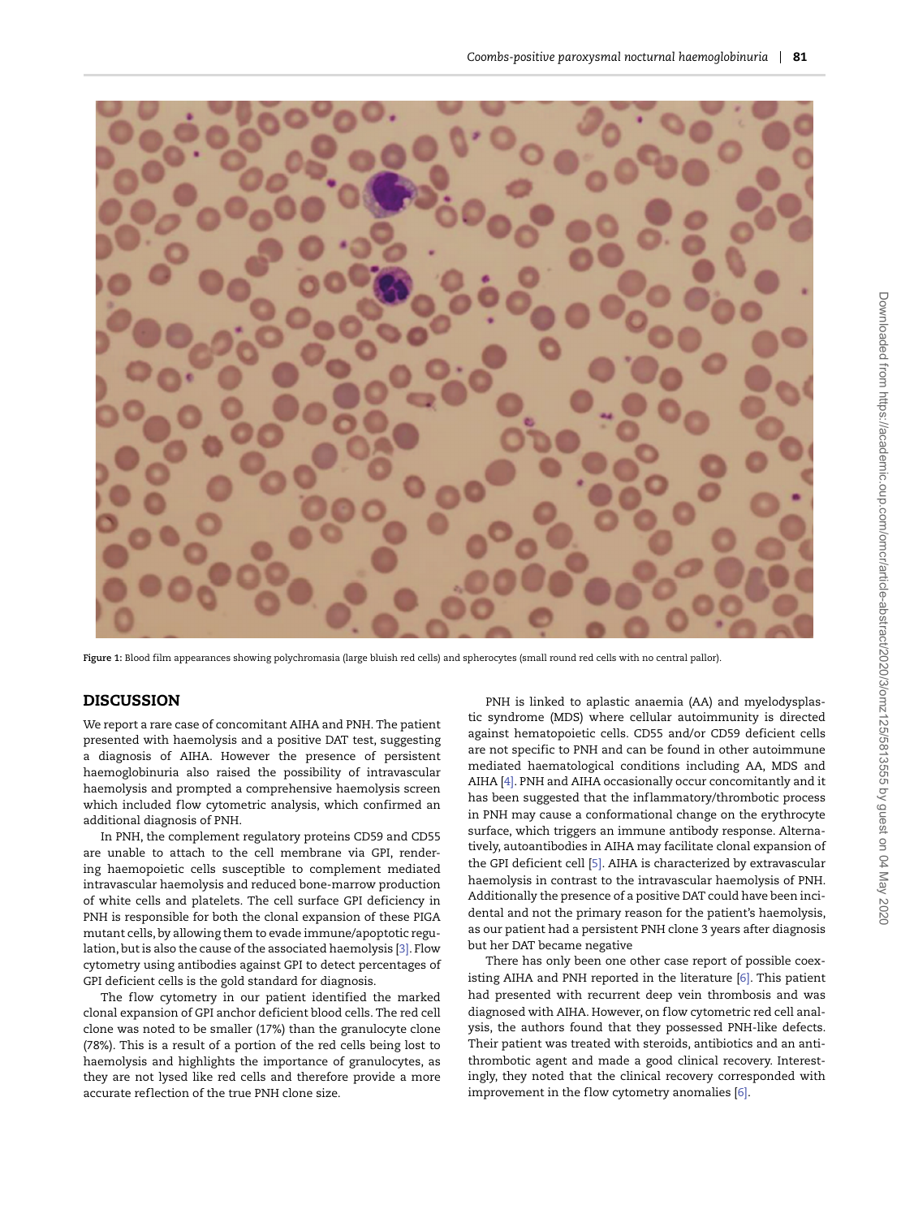Figure 1: Blood film appearances showing polychromasia (large bluish red cells) and spherocytes (small round red cells with no central pallor).

## DISCUSSION

We report a rare case of concomitant AIHA and PNH. The patient presented with haemolysis and a positive DAT test, suggesting a diagnosis of AIHA. However the presence of persistent haemoglobinuria also raised the possibility of intravascular haemolysis and prompted a comprehensive haemolysis screen which included flow cytometric analysis, which confirmed an additional diagnosis of PNH.

In PNH, the complement regulatory proteins CD59 and CD55 are unable to attach to the cell membrane via GPI, rendering haemopoietic cells susceptible to complement mediated intravascular haemolysis and reduced bone-marrow production of white cells and platelets. The cell surface GPI deficiency in PNH is responsible for both the clonal expansion of these PIGA mutant cells, by allowing them to evade immune/apoptotic regulation, but is also the cause of the associated haemolysis [3]. Flow cytometry using antibodies against GPI to detect percentages of GPI deficient cells is the gold standard for diagnosis.

The flow cytometry in our patient identified the marked clonal expansion of GPI anchor deficient blood cells. The red cell clone was noted to be smaller (17%) than the granulocyte clone (78%). This is a result of a portion of the red cells being lost to haemolysis and highlights the importance of granulocytes, as they are not lysed like red cells and therefore provide a more accurate reflection of the true PNH clone size.

PNH is linked to aplastic anaemia (AA) and myelodysplastic syndrome (MDS) where cellular autoimmunity is directed against hematopoietic cells. CD55 and/or CD59 deficient cells are not specific to PNH and can be found in other autoimmune mediated haematological conditions including AA, MDS and AIHA [4]. PNH and AIHA occasionally occur concomitantly and it has been suggested that the inflammatory/thrombotic process in PNH may cause a conformational change on the erythrocyte surface, which triggers an immune antibody response. Alternatively, autoantibodies in AIHA may facilitate clonal expansion of the GPI deficient cell [5]. AIHA is characterized by extravascular haemolysis in contrast to the intravascular haemolysis of PNH. Additionally the presence of a positive DAT could have been incidental and not the primary reason for the patient's haemolysis, as our patient had a persistent PNH clone 3 years after diagnosis but her DAT became negative

There has only been one other case report of possible coexisting AIHA and PNH reported in the literature [6]. This patient had presented with recurrent deep vein thrombosis and was diagnosed with AIHA. However, on flow cytometric red cell analysis, the authors found that they possessed PNH-like defects. Their patient was treated with steroids, antibiotics and an antithrombotic agent and made a good clinical recovery. Interestingly, they noted that the clinical recovery corresponded with improvement in the flow cytometry anomalies [6].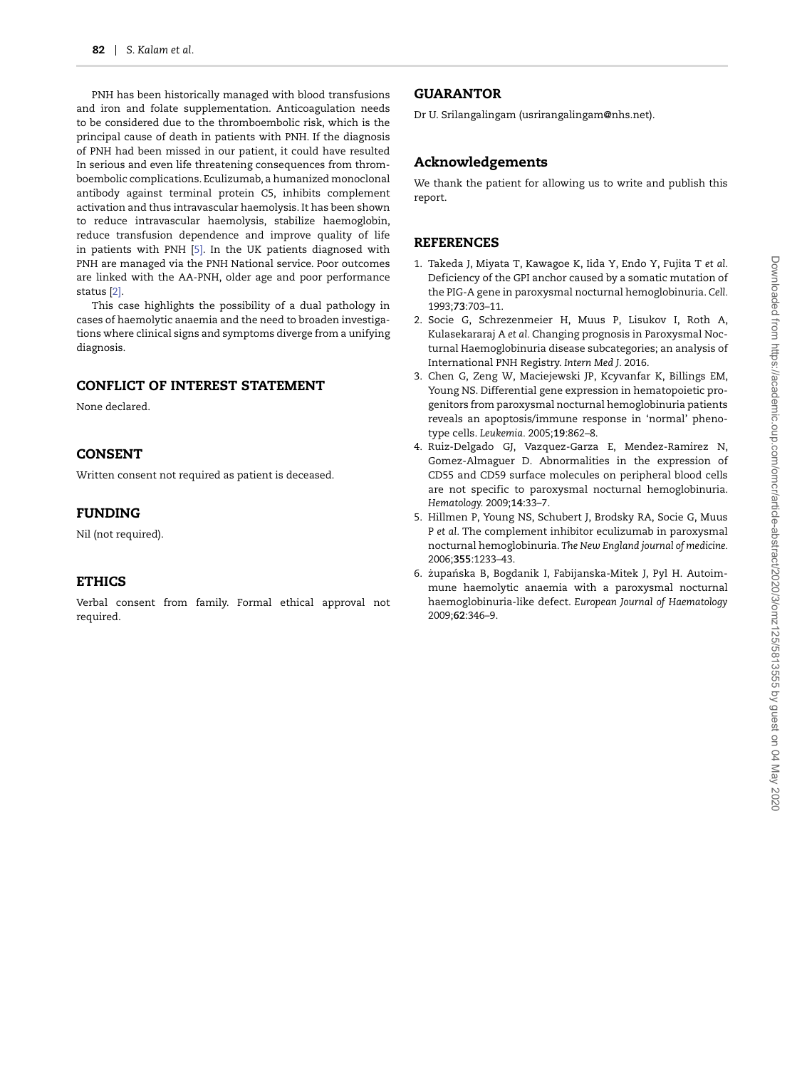PNH has been historically managed with blood transfusions and iron and folate supplementation. Anticoagulation needs to be considered due to the thromboembolic risk, which is the principal cause of death in patients with PNH. If the diagnosis of PNH had been missed in our patient, it could have resulted In serious and even life threatening consequences from thromboembolic complications. Eculizumab, a humanized monoclonal antibody against terminal protein C5, inhibits complement activation and thus intravascular haemolysis. It has been shown to reduce intravascular haemolysis, stabilize haemoglobin, reduce transfusion dependence and improve quality of life in patients with PNH [5]. In the UK patients diagnosed with PNH are managed via the PNH National service. Poor outcomes are linked with the AA-PNH, older age and poor performance status [2].

This case highlights the possibility of a dual pathology in cases of haemolytic anaemia and the need to broaden investigations where clinical signs and symptoms diverge from a unifying diagnosis.

## CONFLICT OF INTEREST STATEMENT

None declared.

## CONSENT

Written consent not required as patient is deceased.

## FUNDING

Nil (not required).

## ETHICS

Verbal consent from family. Formal ethical approval not required.

## GUARANTOR

Dr U. Srilangalingam (usrirangalingam@nhs.net).

## Acknowledgements

We thank the patient for allowing us to write and publish this report.

## REFERENCES

1. Takeda J, Miyata T, Kawagoe K, Iida Y, Endo Y, Fujita T *et al*. Deficiency of the GPI anchor caused by a somatic mutation of the PIG-A gene in paroxysmal nocturnal hemoglobinuria. *Cell*. 1993;**73**:703–11.
2. Socie G, Schrezenmeier H, Muus P, Lisukov I, Roth A, Kulasekararaj A *et al*. Changing prognosis in Paroxysmal Nocturnal Haemoglobinuria disease subcategories; an analysis of International PNH Registry. *Intern Med J*. 2016.
3. Chen G, Zeng W, Maciejewski JP, Kcyvanfar K, Billings EM, Young NS. Differential gene expression in hematopoietic progenitors from paroxysmal nocturnal hemoglobinuria patients reveals an apoptosis/immune response in 'normal' phenotype cells. *Leukemia*. 2005;**19**:862–8.
4. Ruiz-Delgado GJ, Vazquez-Garza E, Mendez-Ramirez N, Gomez-Almaguer D. Abnormalities in the expression of CD55 and CD59 surface molecules on peripheral blood cells are not specific to paroxysmal nocturnal hemoglobinuria. *Hematology*. 2009;**14**:33–7.
5. Hillmen P, Young NS, Schubert J, Brodsky RA, Socie G, Muus P *et al*. The complement inhibitor eculizumab in paroxysmal nocturnal hemoglobinuria. *The New England journal of medicine*. 2006;**355**:1233–43.
6. żupańska B, Bogdanik I, Fabijanska-Mitek J, Pyl H. Autoimmune haemolytic anaemia with a paroxysmal nocturnal haemoglobinuria-like defect. *European Journal of Haematology* 2009;**62**:346–9.